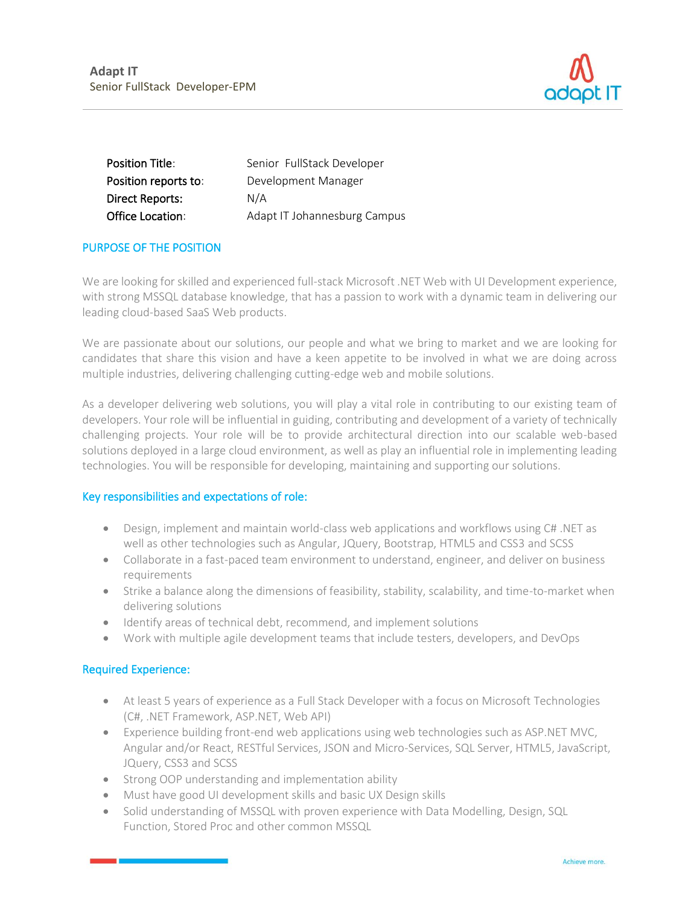Adapt IT
Senior FullStack Developer-EPM

| | |
|---|---|
| **Position Title**: | Senior FullStack Developer |
| **Position reports to**: | Development Manager |
| **Direct Reports:** | N/A |
| **Office Location**: | Adapt IT Johannesburg Campus |

## PURPOSE OF THE POSITION

We are looking for skilled and experienced full-stack Microsoft .NET Web with UI Development experience, with strong MSSQL database knowledge, that has a passion to work with a dynamic team in delivering our leading cloud-based SaaS Web products.

We are passionate about our solutions, our people and what we bring to market and we are looking for candidates that share this vision and have a keen appetite to be involved in what we are doing across multiple industries, delivering challenging cutting-edge web and mobile solutions.

As a developer delivering web solutions, you will play a vital role in contributing to our existing team of developers. Your role will be influential in guiding, contributing and development of a variety of technically challenging projects. Your role will be to provide architectural direction into our scalable web-based solutions deployed in a large cloud environment, as well as play an influential role in implementing leading technologies. You will be responsible for developing, maintaining and supporting our solutions.

## Key responsibilities and expectations of role:

- Design, implement and maintain world-class web applications and workflows using C# .NET as well as other technologies such as Angular, JQuery, Bootstrap, HTML5 and CSS3 and SCSS
- Collaborate in a fast-paced team environment to understand, engineer, and deliver on business requirements
- Strike a balance along the dimensions of feasibility, stability, scalability, and time-to-market when delivering solutions
- Identify areas of technical debt, recommend, and implement solutions
- Work with multiple agile development teams that include testers, developers, and DevOps

## Required Experience:

- At least 5 years of experience as a Full Stack Developer with a focus on Microsoft Technologies (C#, .NET Framework, ASP.NET, Web API)
- Experience building front-end web applications using web technologies such as ASP.NET MVC, Angular and/or React, RESTful Services, JSON and Micro-Services, SQL Server, HTML5, JavaScript, JQuery, CSS3 and SCSS
- Strong OOP understanding and implementation ability
- Must have good UI development skills and basic UX Design skills
- Solid understanding of MSSQL with proven experience with Data Modelling, Design, SQL Function, Stored Proc and other common MSSQL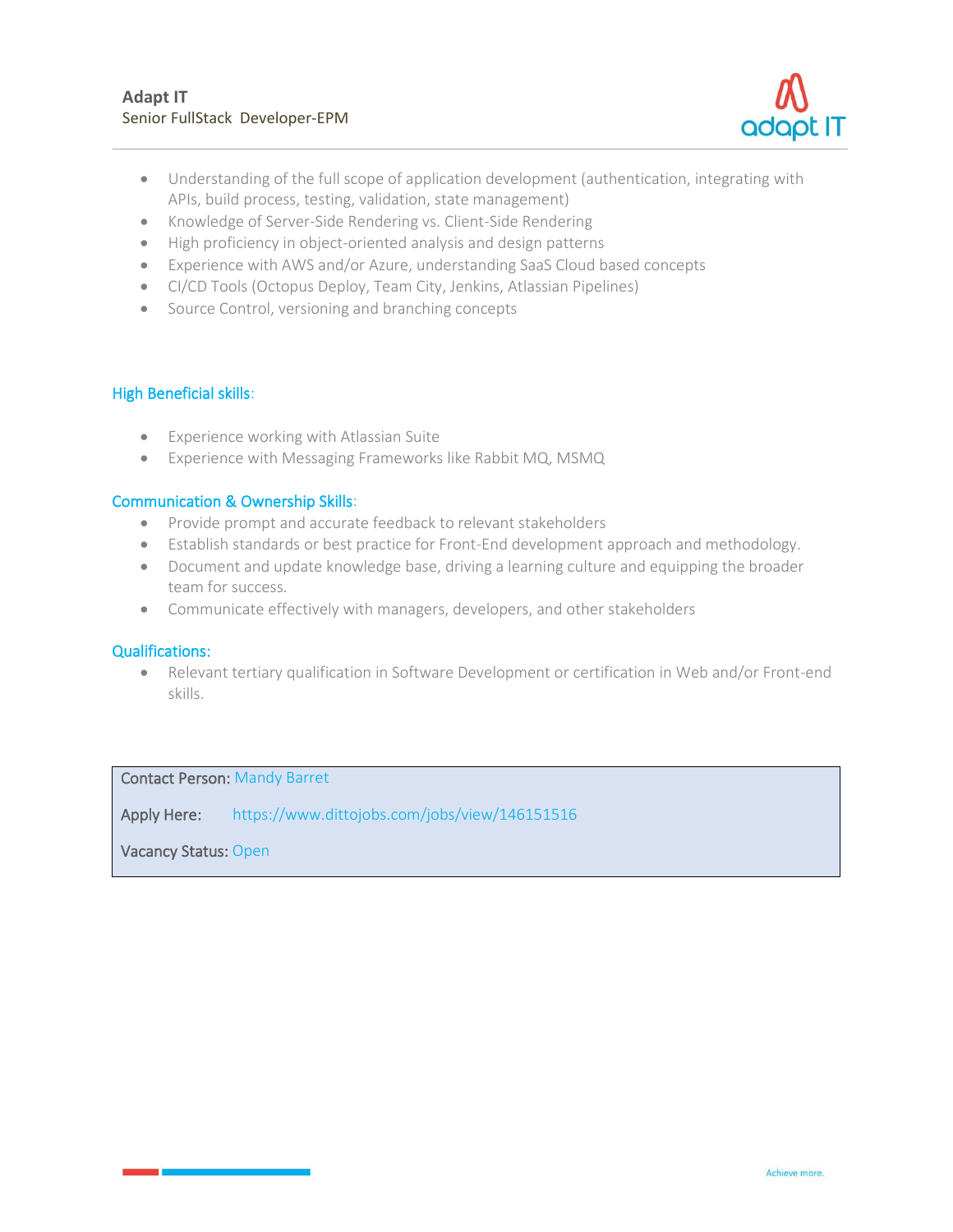- Understanding of the full scope of application development (authentication, integrating with APIs, build process, testing, validation, state management)
- Knowledge of Server-Side Rendering vs. Client-Side Rendering
- High proficiency in object-oriented analysis and design patterns
- Experience with AWS and/or Azure, understanding SaaS Cloud based concepts
- CI/CD Tools (Octopus Deploy, Team City, Jenkins, Atlassian Pipelines)
- Source Control, versioning and branching concepts

## High Beneficial skills:

- Experience working with Atlassian Suite
- Experience with Messaging Frameworks like Rabbit MQ, MSMQ

## Communication & Ownership Skills:

- Provide prompt and accurate feedback to relevant stakeholders
- Establish standards or best practice for Front-End development approach and methodology.
- Document and update knowledge base, driving a learning culture and equipping the broader team for success.
- Communicate effectively with managers, developers, and other stakeholders

## Qualifications:

- Relevant tertiary qualification in Software Development or certification in Web and/or Front-end skills.

**Contact Person:** Mandy Barret

**Apply Here:** https://www.dittojobs.com/jobs/view/146151516

**Vacancy Status:** Open